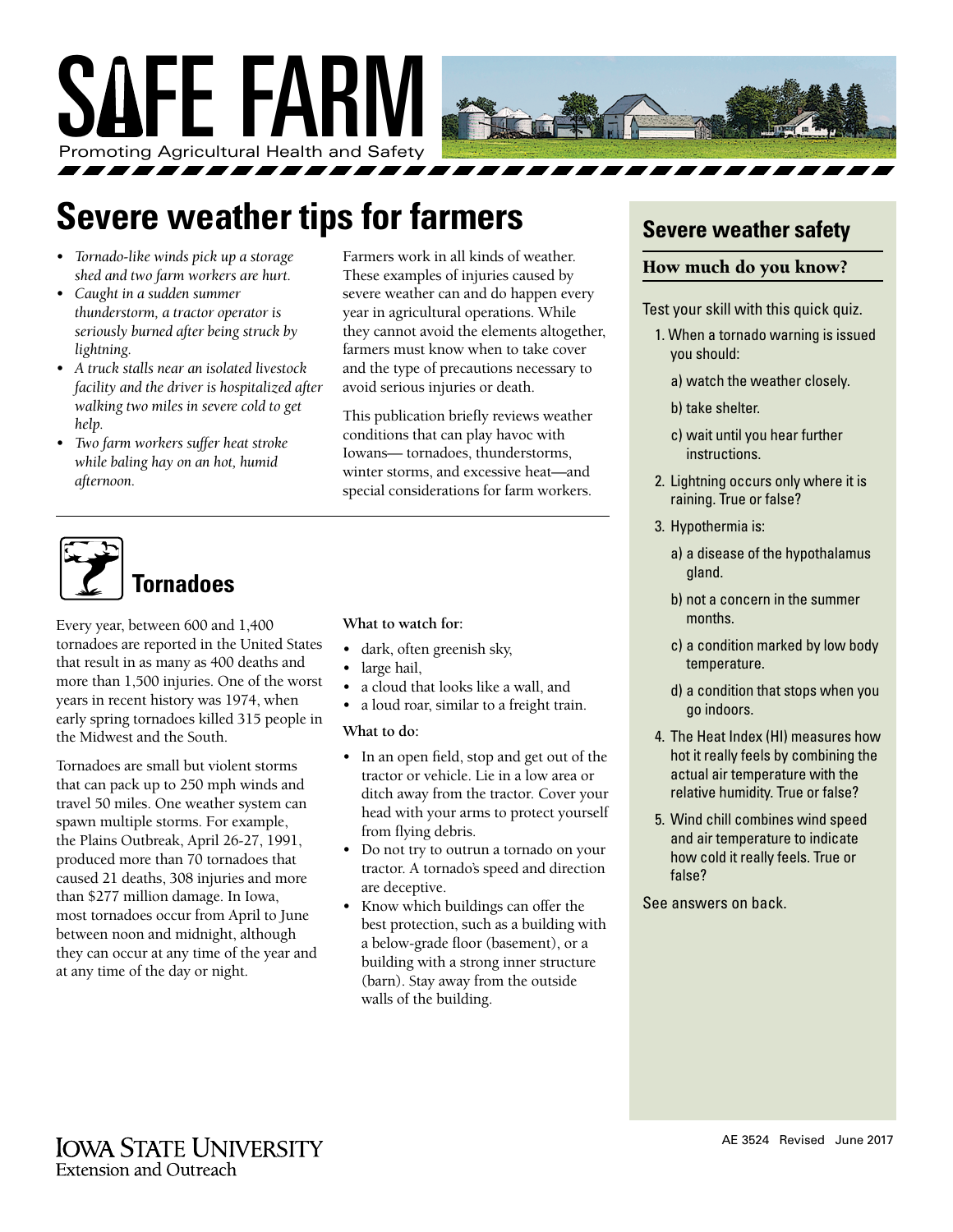# SAFE FARM

Promoting Agricultural Health and Safety

## Severe weather tips for farmers

- *Tornado-like winds pick up a storage shed and two farm workers are hurt.*
- *Caught in a sudden summer thunderstorm, a tractor operator is seriously burned after being struck by lightning.*
- *A truck stalls near an isolated livestock facility and the driver is hospitalized after walking two miles in severe cold to get help.*
- *Two farm workers suffer heat stroke while baling hay on an hot, humid afternoon.*

Farmers work in all kinds of weather. These examples of injuries caused by severe weather can and do happen every year in agricultural operations. While they cannot avoid the elements altogether, farmers must know when to take cover and the type of precautions necessary to avoid serious injuries or death.

This publication briefly reviews weather conditions that can play havoc with Iowans— tornadoes, thunderstorms, winter storms, and excessive heat—and special considerations for farm workers.

## Tornadoes

Every year, between 600 and 1,400 tornadoes are reported in the United States that result in as many as 400 deaths and more than 1,500 injuries. One of the worst years in recent history was 1974, when early spring tornadoes killed 315 people in the Midwest and the South.

Tornadoes are small but violent storms that can pack up to 250 mph winds and travel 50 miles. One weather system can spawn multiple storms. For example, the Plains Outbreak, April 26-27, 1991, produced more than 70 tornadoes that caused 21 deaths, 308 injuries and more than $277 million damage. In Iowa, most tornadoes occur from April to June between noon and midnight, although they can occur at any time of the year and at any time of the day or night.

**What to watch for:**

- dark, often greenish sky,
- large hail,
- a cloud that looks like a wall, and
- a loud roar, similar to a freight train.

**What to do:**

- In an open field, stop and get out of the tractor or vehicle. Lie in a low area or ditch away from the tractor. Cover your head with your arms to protect yourself from flying debris.
- Do not try to outrun a tornado on your tractor. A tornado's speed and direction are deceptive.
- Know which buildings can offer the best protection, such as a building with a below-grade floor (basement), or a building with a strong inner structure (barn). Stay away from the outside walls of the building.

## Severe weather safety

### How much do you know?

Test your skill with this quick quiz.

1. When a tornado warning is issued you should:
   - a) watch the weather closely.
   - b) take shelter.
   - c) wait until you hear further instructions.
2. Lightning occurs only where it is raining. True or false?
3. Hypothermia is:
   - a) a disease of the hypothalamus gland.
   - b) not a concern in the summer months.
   - c) a condition marked by low body temperature.
   - d) a condition that stops when you go indoors.
4. The Heat Index (HI) measures how hot it really feels by combining the actual air temperature with the relative humidity. True or false?
5. Wind chill combines wind speed and air temperature to indicate how cold it really feels. True or false?

See answers on back.

IOWA STATE UNIVERSITY
Extension and Outreach

AE 3524 Revised June 2017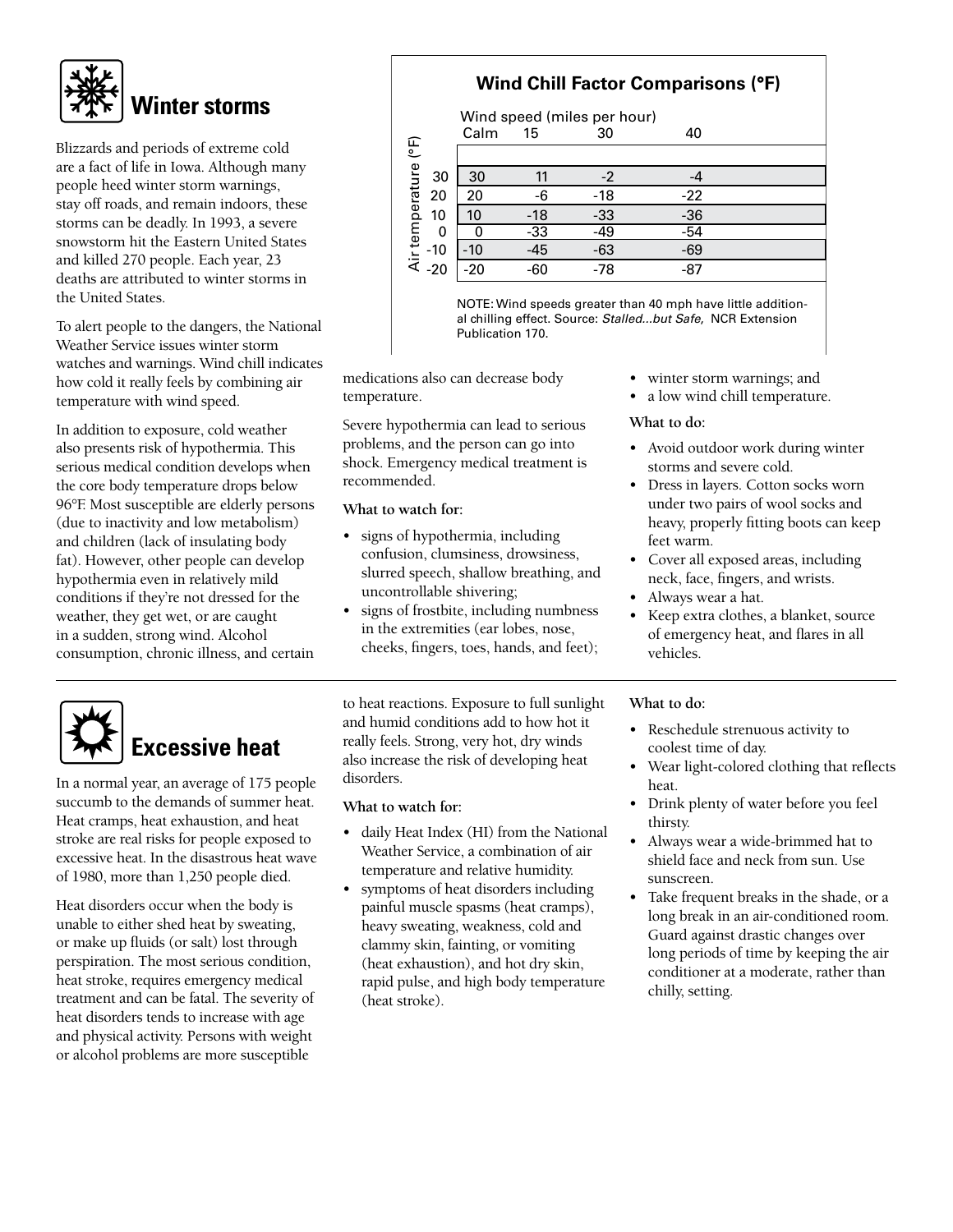## Winter storms

Blizzards and periods of extreme cold are a fact of life in Iowa. Although many people heed winter storm warnings, stay off roads, and remain indoors, these storms can be deadly. In 1993, a severe snowstorm hit the Eastern United States and killed 270 people. Each year, 23 deaths are attributed to winter storms in the United States.

To alert people to the dangers, the National Weather Service issues winter storm watches and warnings. Wind chill indicates how cold it really feels by combining air temperature with wind speed.

In addition to exposure, cold weather also presents risk of hypothermia. This serious medical condition develops when the core body temperature drops below 96°F. Most susceptible are elderly persons (due to inactivity and low metabolism) and children (lack of insulating body fat). However, other people can develop hypothermia even in relatively mild conditions if they're not dressed for the weather, they get wet, or are caught in a sudden, strong wind. Alcohol consumption, chronic illness, and certain medications also can decrease body temperature.

Severe hypothermia can lead to serious problems, and the person can go into shock. Emergency medical treatment is recommended.

**What to watch for:**

- signs of hypothermia, including confusion, clumsiness, drowsiness, slurred speech, shallow breathing, and uncontrollable shivering;
- signs of frostbite, including numbness in the extremities (ear lobes, nose, cheeks, fingers, toes, hands, and feet);
- winter storm warnings; and
- a low wind chill temperature.

**What to do:**

- Avoid outdoor work during winter storms and severe cold.
- Dress in layers. Cotton socks worn under two pairs of wool socks and heavy, properly fitting boots can keep feet warm.
- Cover all exposed areas, including neck, face, fingers, and wrists.
- Always wear a hat.
- Keep extra clothes, a blanket, source of emergency heat, and flares in all vehicles.

**Wind Chill Factor Comparisons (°F)**

| Air temperature (°F) | Wind speed (miles per hour): Calm | 15 | 30 | 40 |
|---|---|---|---|---|
| 30 | 30 | 11 | -2 | -4 |
| 20 | 20 | -6 | -18 | -22 |
| 10 | 10 | -18 | -33 | -36 |
| 0 | 0 | -33 | -49 | -54 |
| -10 | -10 | -45 | -63 | -69 |
| -20 | -20 | -60 | -78 | -87 |

NOTE: Wind speeds greater than 40 mph have little additional chilling effect. Source: *Stalled...but Safe,* NCR Extension Publication 170.

## Excessive heat

In a normal year, an average of 175 people succumb to the demands of summer heat. Heat cramps, heat exhaustion, and heat stroke are real risks for people exposed to excessive heat. In the disastrous heat wave of 1980, more than 1,250 people died.

Heat disorders occur when the body is unable to either shed heat by sweating, or make up fluids (or salt) lost through perspiration. The most serious condition, heat stroke, requires emergency medical treatment and can be fatal. The severity of heat disorders tends to increase with age and physical activity. Persons with weight or alcohol problems are more susceptible to heat reactions. Exposure to full sunlight and humid conditions add to how hot it really feels. Strong, very hot, dry winds also increase the risk of developing heat disorders.

**What to watch for:**

- daily Heat Index (HI) from the National Weather Service, a combination of air temperature and relative humidity.
- symptoms of heat disorders including painful muscle spasms (heat cramps), heavy sweating, weakness, cold and clammy skin, fainting, or vomiting (heat exhaustion), and hot dry skin, rapid pulse, and high body temperature (heat stroke).

**What to do:**

- Reschedule strenuous activity to coolest time of day.
- Wear light-colored clothing that reflects heat.
- Drink plenty of water before you feel thirsty.
- Always wear a wide-brimmed hat to shield face and neck from sun. Use sunscreen.
- Take frequent breaks in the shade, or a long break in an air-conditioned room. Guard against drastic changes over long periods of time by keeping the air conditioner at a moderate, rather than chilly, setting.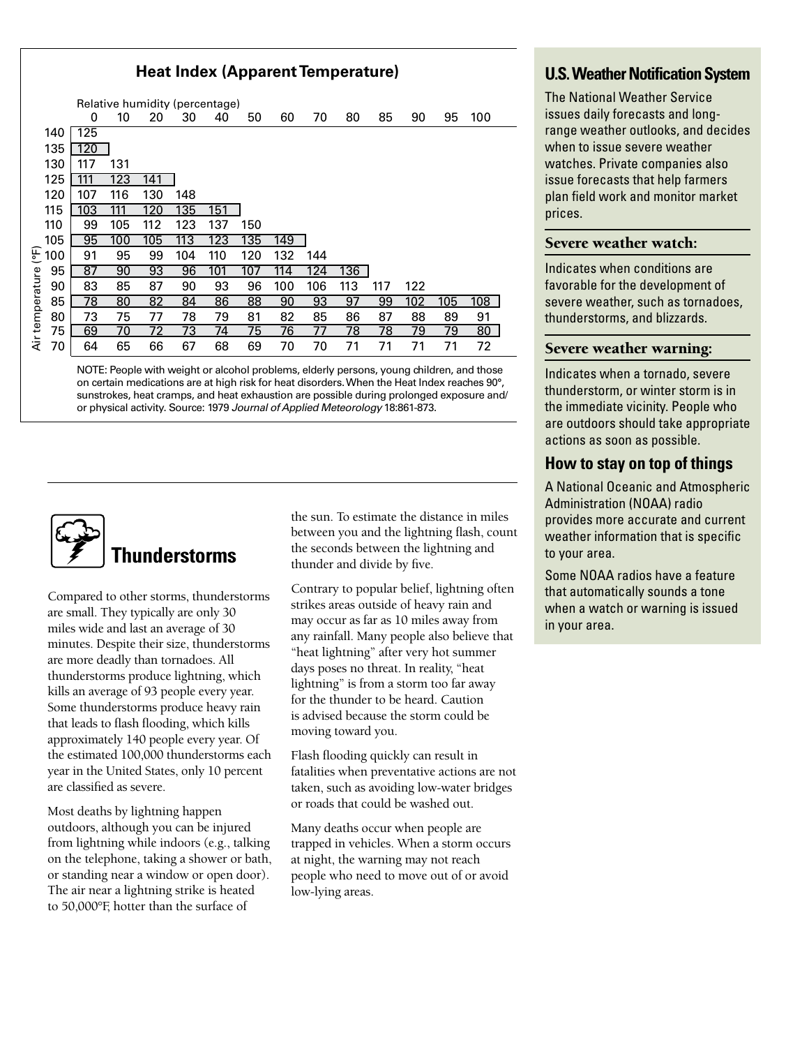## Heat Index (Apparent Temperature)

| Air temperature (°F) | Relative humidity (percentage) 0 | 10 | 20 | 30 | 40 | 50 | 60 | 70 | 80 | 85 | 90 | 95 | 100 |
|---|---|---|---|---|---|---|---|---|---|---|---|---|---|
| 140 | 125 | | | | | | | | | | | | |
| 135 | 120 | | | | | | | | | | | | |
| 130 | 117 | 131 | | | | | | | | | | | |
| 125 | 111 | 123 | 141 | | | | | | | | | | |
| 120 | 107 | 116 | 130 | 148 | | | | | | | | | |
| 115 | 103 | 111 | 120 | 135 | 151 | | | | | | | | |
| 110 | 99 | 105 | 112 | 123 | 137 | 150 | | | | | | | |
| 105 | 95 | 100 | 105 | 113 | 123 | 135 | 149 | | | | | | |
| 100 | 91 | 95 | 99 | 104 | 110 | 120 | 132 | 144 | | | | | |
| 95 | 87 | 90 | 93 | 96 | 101 | 107 | 114 | 124 | 136 | | | | |
| 90 | 83 | 85 | 87 | 90 | 93 | 96 | 100 | 106 | 113 | 117 | 122 | | |
| 85 | 78 | 80 | 82 | 84 | 86 | 88 | 90 | 93 | 97 | 99 | 102 | 105 | 108 |
| 80 | 73 | 75 | 77 | 78 | 79 | 81 | 82 | 85 | 86 | 87 | 88 | 89 | 91 |
| 75 | 69 | 70 | 72 | 73 | 74 | 75 | 76 | 77 | 78 | 78 | 79 | 79 | 80 |
| 70 | 64 | 65 | 66 | 67 | 68 | 69 | 70 | 70 | 71 | 71 | 71 | 71 | 72 |

NOTE: People with weight or alcohol problems, elderly persons, young children, and those on certain medications are at high risk for heat disorders. When the Heat Index reaches 90°, sunstrokes, heat cramps, and heat exhaustion are possible during prolonged exposure and/or physical activity. Source: 1979 *Journal of Applied Meteorology* 18:861-873.

## Thunderstorms

Compared to other storms, thunderstorms are small. They typically are only 30 miles wide and last an average of 30 minutes. Despite their size, thunderstorms are more deadly than tornadoes. All thunderstorms produce lightning, which kills an average of 93 people every year. Some thunderstorms produce heavy rain that leads to flash flooding, which kills approximately 140 people every year. Of the estimated 100,000 thunderstorms each year in the United States, only 10 percent are classified as severe.

Most deaths by lightning happen outdoors, although you can be injured from lightning while indoors (e.g., talking on the telephone, taking a shower or bath, or standing near a window or open door). The air near a lightning strike is heated to 50,000°F, hotter than the surface of the sun. To estimate the distance in miles between you and the lightning flash, count the seconds between the lightning and thunder and divide by five.

Contrary to popular belief, lightning often strikes areas outside of heavy rain and may occur as far as 10 miles away from any rainfall. Many people also believe that "heat lightning" after very hot summer days poses no threat. In reality, "heat lightning" is from a storm too far away for the thunder to be heard. Caution is advised because the storm could be moving toward you.

Flash flooding quickly can result in fatalities when preventative actions are not taken, such as avoiding low-water bridges or roads that could be washed out.

Many deaths occur when people are trapped in vehicles. When a storm occurs at night, the warning may not reach people who need to move out of or avoid low-lying areas.

### U.S. Weather Notification System

The National Weather Service issues daily forecasts and long-range weather outlooks, and decides when to issue severe weather watches. Private companies also issue forecasts that help farmers plan field work and monitor market prices.

### Severe weather watch:

Indicates when conditions are favorable for the development of severe weather, such as tornadoes, thunderstorms, and blizzards.

### Severe weather warning:

Indicates when a tornado, severe thunderstorm, or winter storm is in the immediate vicinity. People who are outdoors should take appropriate actions as soon as possible.

### How to stay on top of things

A National Oceanic and Atmospheric Administration (NOAA) radio provides more accurate and current weather information that is specific to your area.

Some NOAA radios have a feature that automatically sounds a tone when a watch or warning is issued in your area.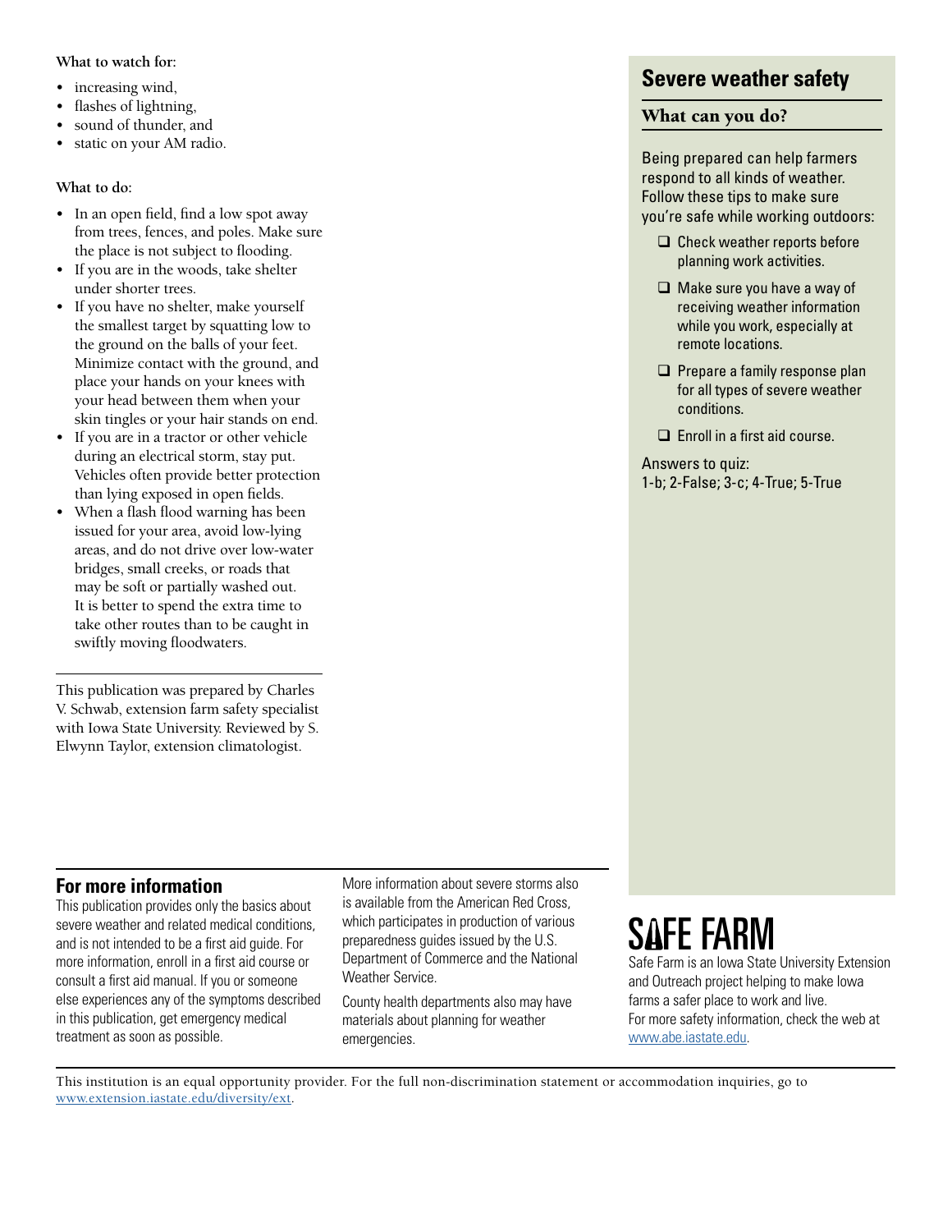**What to watch for:**

- increasing wind,
- flashes of lightning,
- sound of thunder, and
- static on your AM radio.

**What to do:**

- In an open field, find a low spot away from trees, fences, and poles. Make sure the place is not subject to flooding.
- If you are in the woods, take shelter under shorter trees.
- If you have no shelter, make yourself the smallest target by squatting low to the ground on the balls of your feet. Minimize contact with the ground, and place your hands on your knees with your head between them when your skin tingles or your hair stands on end.
- If you are in a tractor or other vehicle during an electrical storm, stay put. Vehicles often provide better protection than lying exposed in open fields.
- When a flash flood warning has been issued for your area, avoid low-lying areas, and do not drive over low-water bridges, small creeks, or roads that may be soft or partially washed out. It is better to spend the extra time to take other routes than to be caught in swiftly moving floodwaters.

This publication was prepared by Charles V. Schwab, extension farm safety specialist with Iowa State University. Reviewed by S. Elwynn Taylor, extension climatologist.

## Severe weather safety

### What can you do?

Being prepared can help farmers respond to all kinds of weather. Follow these tips to make sure you're safe while working outdoors:

- [ ] Check weather reports before planning work activities.
- [ ] Make sure you have a way of receiving weather information while you work, especially at remote locations.
- [ ] Prepare a family response plan for all types of severe weather conditions.
- [ ] Enroll in a first aid course.

Answers to quiz:
1-b; 2-False; 3-c; 4-True; 5-True

## For more information

This publication provides only the basics about severe weather and related medical conditions, and is not intended to be a first aid guide. For more information, enroll in a first aid course or consult a first aid manual. If you or someone else experiences any of the symptoms described in this publication, get emergency medical treatment as soon as possible.

More information about severe storms also is available from the American Red Cross, which participates in production of various preparedness guides issued by the U.S. Department of Commerce and the National Weather Service.

County health departments also may have materials about planning for weather emergencies.

# SAFE FARM

Safe Farm is an Iowa State University Extension and Outreach project helping to make Iowa farms a safer place to work and live.
For more safety information, check the web at www.abe.iastate.edu.

This institution is an equal opportunity provider. For the full non-discrimination statement or accommodation inquiries, go to www.extension.iastate.edu/diversity/ext.